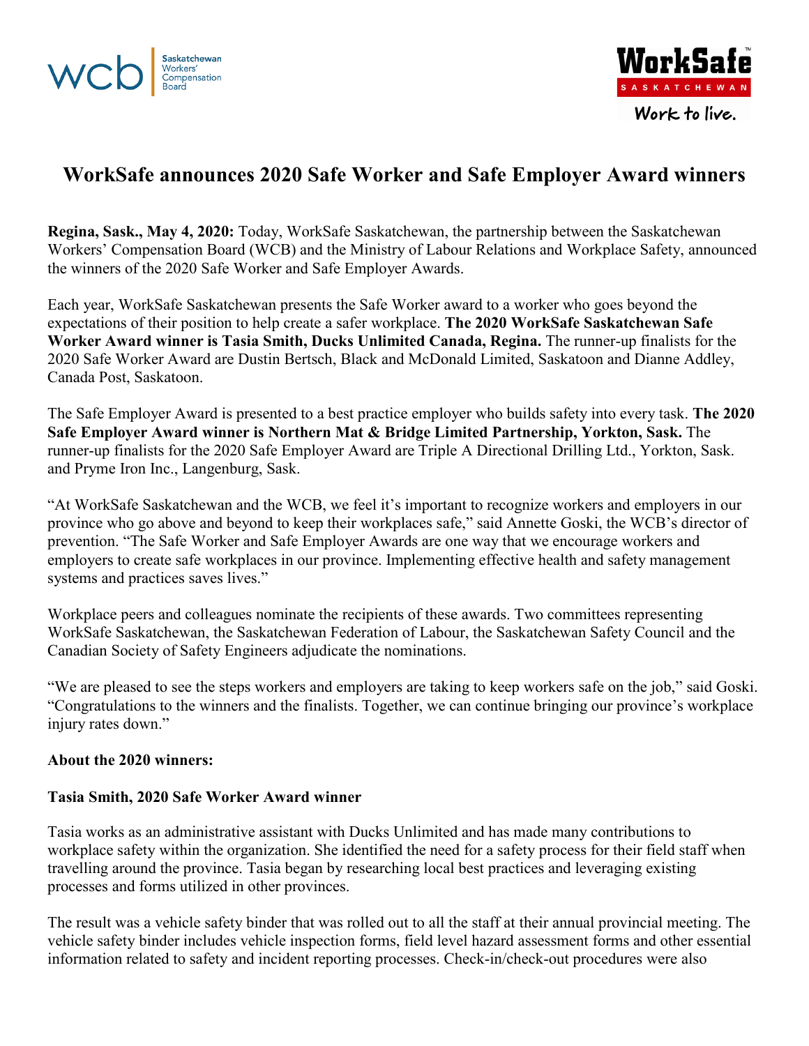# WorkSafe announces 2020 Safe Worker and Safe Employer Award winners

**Regina, Sask., May 4, 2020:** Today, WorkSafe Saskatchewan, the partnership between the Saskatchewan Workers' Compensation Board (WCB) and the Ministry of Labour Relations and Workplace Safety, announced the winners of the 2020 Safe Worker and Safe Employer Awards.

Each year, WorkSafe Saskatchewan presents the Safe Worker award to a worker who goes beyond the expectations of their position to help create a safer workplace. **The 2020 WorkSafe Saskatchewan Safe Worker Award winner is Tasia Smith, Ducks Unlimited Canada, Regina.** The runner-up finalists for the 2020 Safe Worker Award are Dustin Bertsch, Black and McDonald Limited, Saskatoon and Dianne Addley, Canada Post, Saskatoon.

The Safe Employer Award is presented to a best practice employer who builds safety into every task. **The 2020 Safe Employer Award winner is Northern Mat & Bridge Limited Partnership, Yorkton, Sask.** The runner-up finalists for the 2020 Safe Employer Award are Triple A Directional Drilling Ltd., Yorkton, Sask. and Pryme Iron Inc., Langenburg, Sask.

"At WorkSafe Saskatchewan and the WCB, we feel it's important to recognize workers and employers in our province who go above and beyond to keep their workplaces safe," said Annette Goski, the WCB's director of prevention. "The Safe Worker and Safe Employer Awards are one way that we encourage workers and employers to create safe workplaces in our province. Implementing effective health and safety management systems and practices saves lives."

Workplace peers and colleagues nominate the recipients of these awards. Two committees representing WorkSafe Saskatchewan, the Saskatchewan Federation of Labour, the Saskatchewan Safety Council and the Canadian Society of Safety Engineers adjudicate the nominations.

"We are pleased to see the steps workers and employers are taking to keep workers safe on the job," said Goski. "Congratulations to the winners and the finalists. Together, we can continue bringing our province's workplace injury rates down."

**About the 2020 winners:**

**Tasia Smith, 2020 Safe Worker Award winner**

Tasia works as an administrative assistant with Ducks Unlimited and has made many contributions to workplace safety within the organization. She identified the need for a safety process for their field staff when travelling around the province. Tasia began by researching local best practices and leveraging existing processes and forms utilized in other provinces.

The result was a vehicle safety binder that was rolled out to all the staff at their annual provincial meeting. The vehicle safety binder includes vehicle inspection forms, field level hazard assessment forms and other essential information related to safety and incident reporting processes. Check-in/check-out procedures were also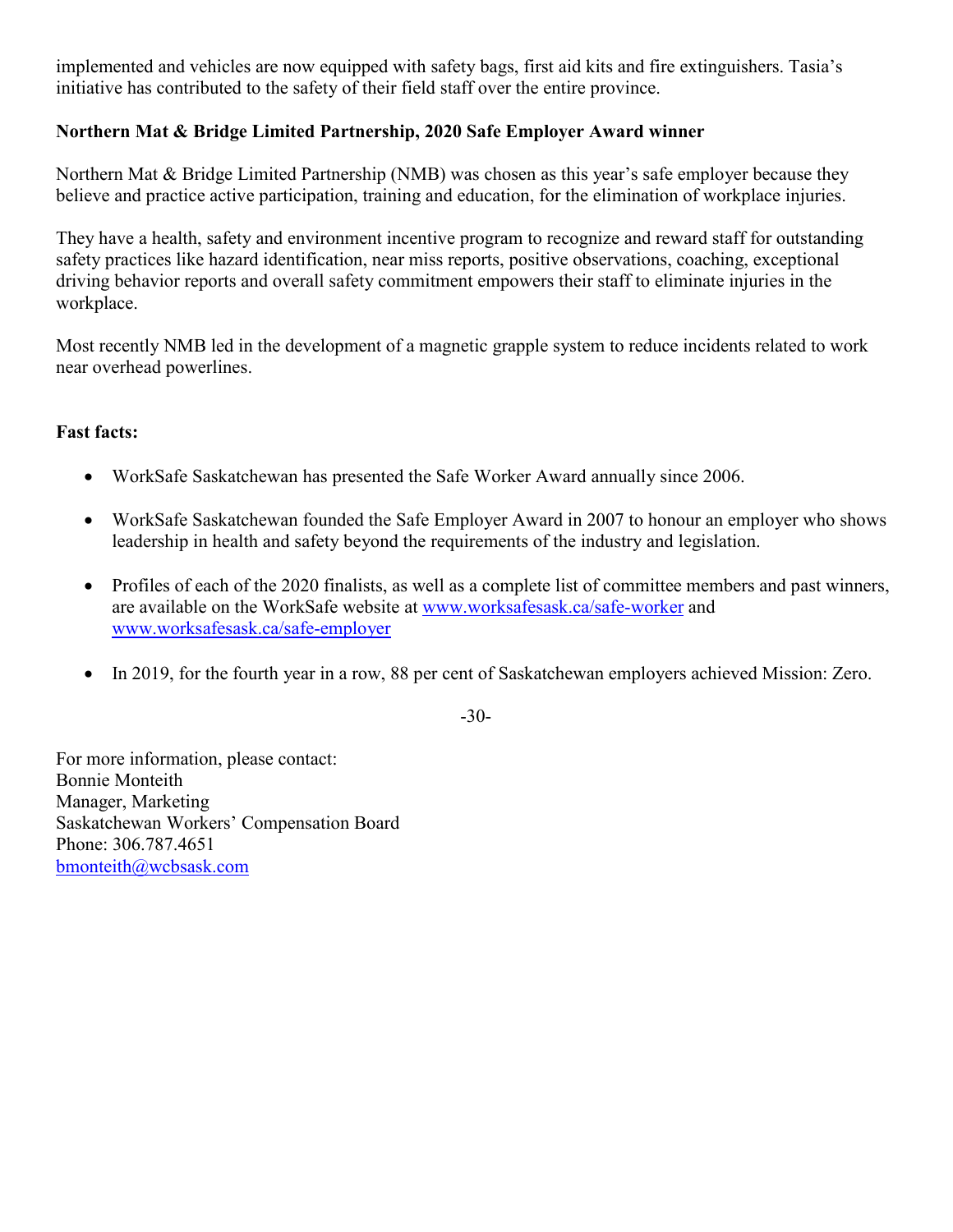implemented and vehicles are now equipped with safety bags, first aid kits and fire extinguishers. Tasia's initiative has contributed to the safety of their field staff over the entire province.

**Northern Mat & Bridge Limited Partnership, 2020 Safe Employer Award winner**

Northern Mat & Bridge Limited Partnership (NMB) was chosen as this year's safe employer because they believe and practice active participation, training and education, for the elimination of workplace injuries.

They have a health, safety and environment incentive program to recognize and reward staff for outstanding safety practices like hazard identification, near miss reports, positive observations, coaching, exceptional driving behavior reports and overall safety commitment empowers their staff to eliminate injuries in the workplace.

Most recently NMB led in the development of a magnetic grapple system to reduce incidents related to work near overhead powerlines.

**Fast facts:**

- WorkSafe Saskatchewan has presented the Safe Worker Award annually since 2006.
- WorkSafe Saskatchewan founded the Safe Employer Award in 2007 to honour an employer who shows leadership in health and safety beyond the requirements of the industry and legislation.
- Profiles of each of the 2020 finalists, as well as a complete list of committee members and past winners, are available on the WorkSafe website at www.worksafesask.ca/safe-worker and www.worksafesask.ca/safe-employer
- In 2019, for the fourth year in a row, 88 per cent of Saskatchewan employers achieved Mission: Zero.

-30-

For more information, please contact:
Bonnie Monteith
Manager, Marketing
Saskatchewan Workers' Compensation Board
Phone: 306.787.4651
bmonteith@wcbsask.com